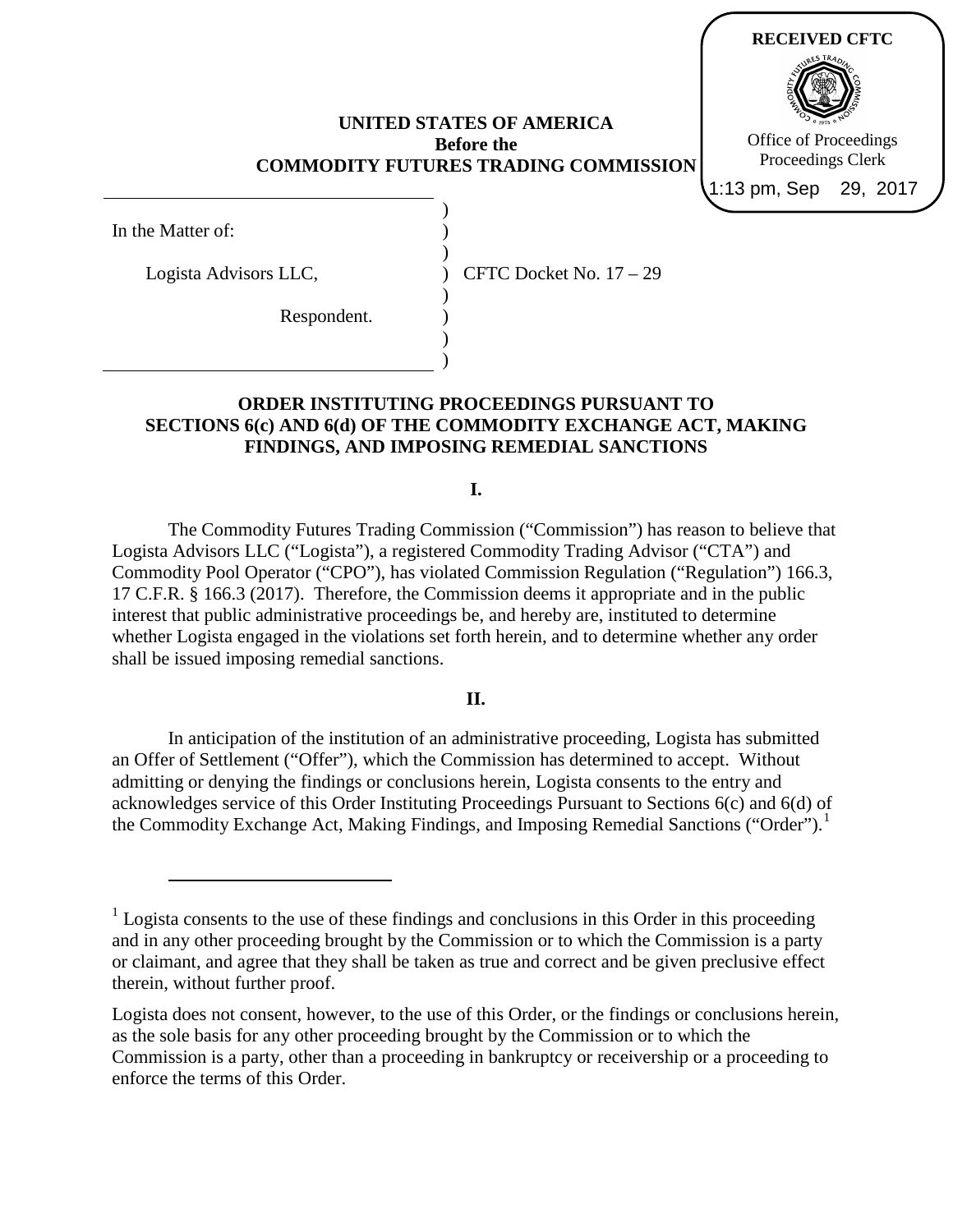RECEIVED CFTC

Office of Proceedings
Proceedings Clerk

1:13 pm, Sep 29, 2017

**UNITED STATES OF AMERICA**
**Before the**
**COMMODITY FUTURES TRADING COMMISSION**

In the Matter of:

Logista Advisors LLC,

Respondent.

CFTC Docket No. 17 – 29

**ORDER INSTITUTING PROCEEDINGS PURSUANT TO SECTIONS 6(c) AND 6(d) OF THE COMMODITY EXCHANGE ACT, MAKING FINDINGS, AND IMPOSING REMEDIAL SANCTIONS**

**I.**

The Commodity Futures Trading Commission ("Commission") has reason to believe that Logista Advisors LLC ("Logista"), a registered Commodity Trading Advisor ("CTA") and Commodity Pool Operator ("CPO"), has violated Commission Regulation ("Regulation") 166.3, 17 C.F.R. § 166.3 (2017). Therefore, the Commission deems it appropriate and in the public interest that public administrative proceedings be, and hereby are, instituted to determine whether Logista engaged in the violations set forth herein, and to determine whether any order shall be issued imposing remedial sanctions.

**II.**

In anticipation of the institution of an administrative proceeding, Logista has submitted an Offer of Settlement ("Offer"), which the Commission has determined to accept. Without admitting or denying the findings or conclusions herein, Logista consents to the entry and acknowledges service of this Order Instituting Proceedings Pursuant to Sections 6(c) and 6(d) of the Commodity Exchange Act, Making Findings, and Imposing Remedial Sanctions ("Order").[1]

---

[1] Logista consents to the use of these findings and conclusions in this Order in this proceeding and in any other proceeding brought by the Commission or to which the Commission is a party or claimant, and agree that they shall be taken as true and correct and be given preclusive effect therein, without further proof.

Logista does not consent, however, to the use of this Order, or the findings or conclusions herein, as the sole basis for any other proceeding brought by the Commission or to which the Commission is a party, other than a proceeding in bankruptcy or receivership or a proceeding to enforce the terms of this Order.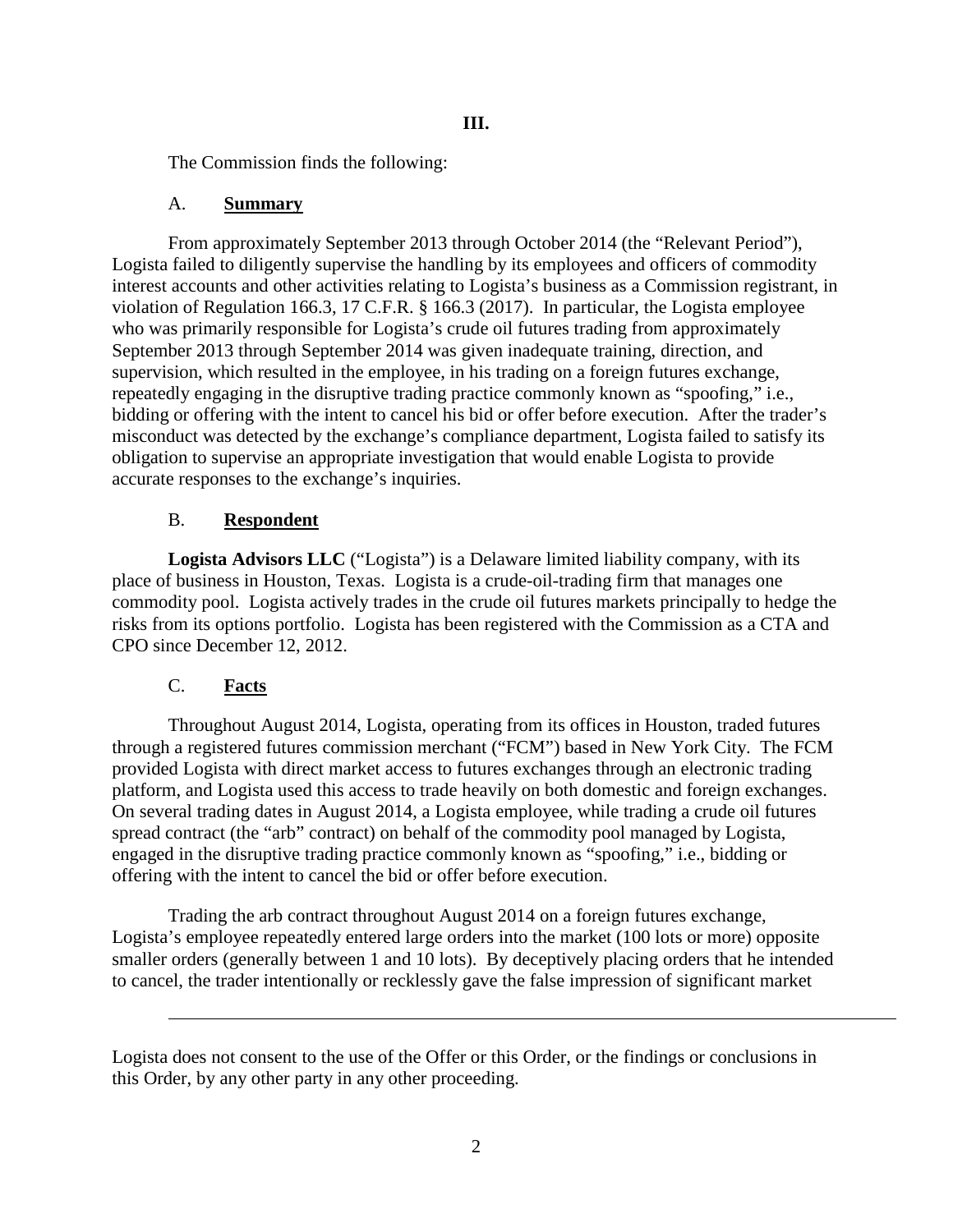## III.

The Commission finds the following:

### A. **Summary**

From approximately September 2013 through October 2014 (the "Relevant Period"), Logista failed to diligently supervise the handling by its employees and officers of commodity interest accounts and other activities relating to Logista's business as a Commission registrant, in violation of Regulation 166.3, 17 C.F.R. § 166.3 (2017). In particular, the Logista employee who was primarily responsible for Logista's crude oil futures trading from approximately September 2013 through September 2014 was given inadequate training, direction, and supervision, which resulted in the employee, in his trading on a foreign futures exchange, repeatedly engaging in the disruptive trading practice commonly known as "spoofing," i.e., bidding or offering with the intent to cancel his bid or offer before execution. After the trader's misconduct was detected by the exchange's compliance department, Logista failed to satisfy its obligation to supervise an appropriate investigation that would enable Logista to provide accurate responses to the exchange's inquiries.

### B. **Respondent**

**Logista Advisors LLC** ("Logista") is a Delaware limited liability company, with its place of business in Houston, Texas. Logista is a crude-oil-trading firm that manages one commodity pool. Logista actively trades in the crude oil futures markets principally to hedge the risks from its options portfolio. Logista has been registered with the Commission as a CTA and CPO since December 12, 2012.

### C. **Facts**

Throughout August 2014, Logista, operating from its offices in Houston, traded futures through a registered futures commission merchant ("FCM") based in New York City. The FCM provided Logista with direct market access to futures exchanges through an electronic trading platform, and Logista used this access to trade heavily on both domestic and foreign exchanges. On several trading dates in August 2014, a Logista employee, while trading a crude oil futures spread contract (the "arb" contract) on behalf of the commodity pool managed by Logista, engaged in the disruptive trading practice commonly known as "spoofing," i.e., bidding or offering with the intent to cancel the bid or offer before execution.

Trading the arb contract throughout August 2014 on a foreign futures exchange, Logista's employee repeatedly entered large orders into the market (100 lots or more) opposite smaller orders (generally between 1 and 10 lots). By deceptively placing orders that he intended to cancel, the trader intentionally or recklessly gave the false impression of significant market

---

Logista does not consent to the use of the Offer or this Order, or the findings or conclusions in this Order, by any other party in any other proceeding.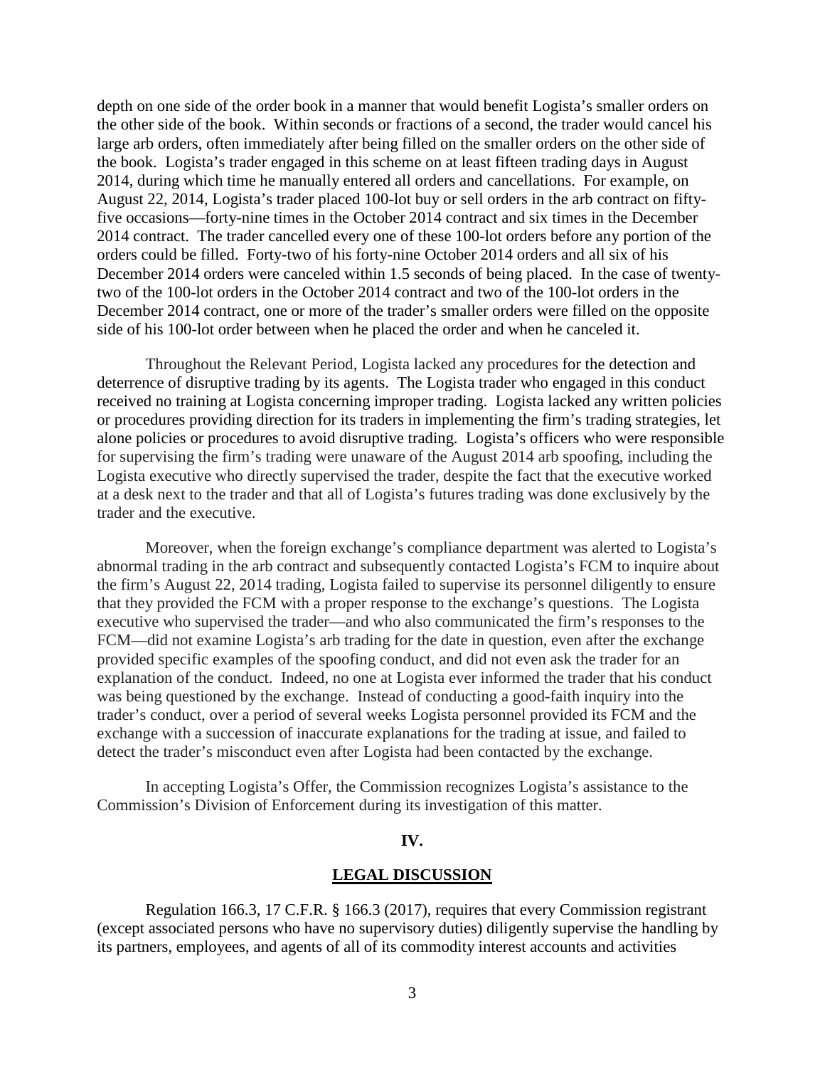depth on one side of the order book in a manner that would benefit Logista's smaller orders on the other side of the book. Within seconds or fractions of a second, the trader would cancel his large arb orders, often immediately after being filled on the smaller orders on the other side of the book. Logista's trader engaged in this scheme on at least fifteen trading days in August 2014, during which time he manually entered all orders and cancellations. For example, on August 22, 2014, Logista's trader placed 100-lot buy or sell orders in the arb contract on fifty-five occasions—forty-nine times in the October 2014 contract and six times in the December 2014 contract. The trader cancelled every one of these 100-lot orders before any portion of the orders could be filled. Forty-two of his forty-nine October 2014 orders and all six of his December 2014 orders were canceled within 1.5 seconds of being placed. In the case of twenty-two of the 100-lot orders in the October 2014 contract and two of the 100-lot orders in the December 2014 contract, one or more of the trader's smaller orders were filled on the opposite side of his 100-lot order between when he placed the order and when he canceled it.

Throughout the Relevant Period, Logista lacked any procedures for the detection and deterrence of disruptive trading by its agents. The Logista trader who engaged in this conduct received no training at Logista concerning improper trading. Logista lacked any written policies or procedures providing direction for its traders in implementing the firm's trading strategies, let alone policies or procedures to avoid disruptive trading. Logista's officers who were responsible for supervising the firm's trading were unaware of the August 2014 arb spoofing, including the Logista executive who directly supervised the trader, despite the fact that the executive worked at a desk next to the trader and that all of Logista's futures trading was done exclusively by the trader and the executive.

Moreover, when the foreign exchange's compliance department was alerted to Logista's abnormal trading in the arb contract and subsequently contacted Logista's FCM to inquire about the firm's August 22, 2014 trading, Logista failed to supervise its personnel diligently to ensure that they provided the FCM with a proper response to the exchange's questions. The Logista executive who supervised the trader—and who also communicated the firm's responses to the FCM—did not examine Logista's arb trading for the date in question, even after the exchange provided specific examples of the spoofing conduct, and did not even ask the trader for an explanation of the conduct. Indeed, no one at Logista ever informed the trader that his conduct was being questioned by the exchange. Instead of conducting a good-faith inquiry into the trader's conduct, over a period of several weeks Logista personnel provided its FCM and the exchange with a succession of inaccurate explanations for the trading at issue, and failed to detect the trader's misconduct even after Logista had been contacted by the exchange.

In accepting Logista's Offer, the Commission recognizes Logista's assistance to the Commission's Division of Enforcement during its investigation of this matter.

## IV.

## LEGAL DISCUSSION

Regulation 166.3, 17 C.F.R. § 166.3 (2017), requires that every Commission registrant (except associated persons who have no supervisory duties) diligently supervise the handling by its partners, employees, and agents of all of its commodity interest accounts and activities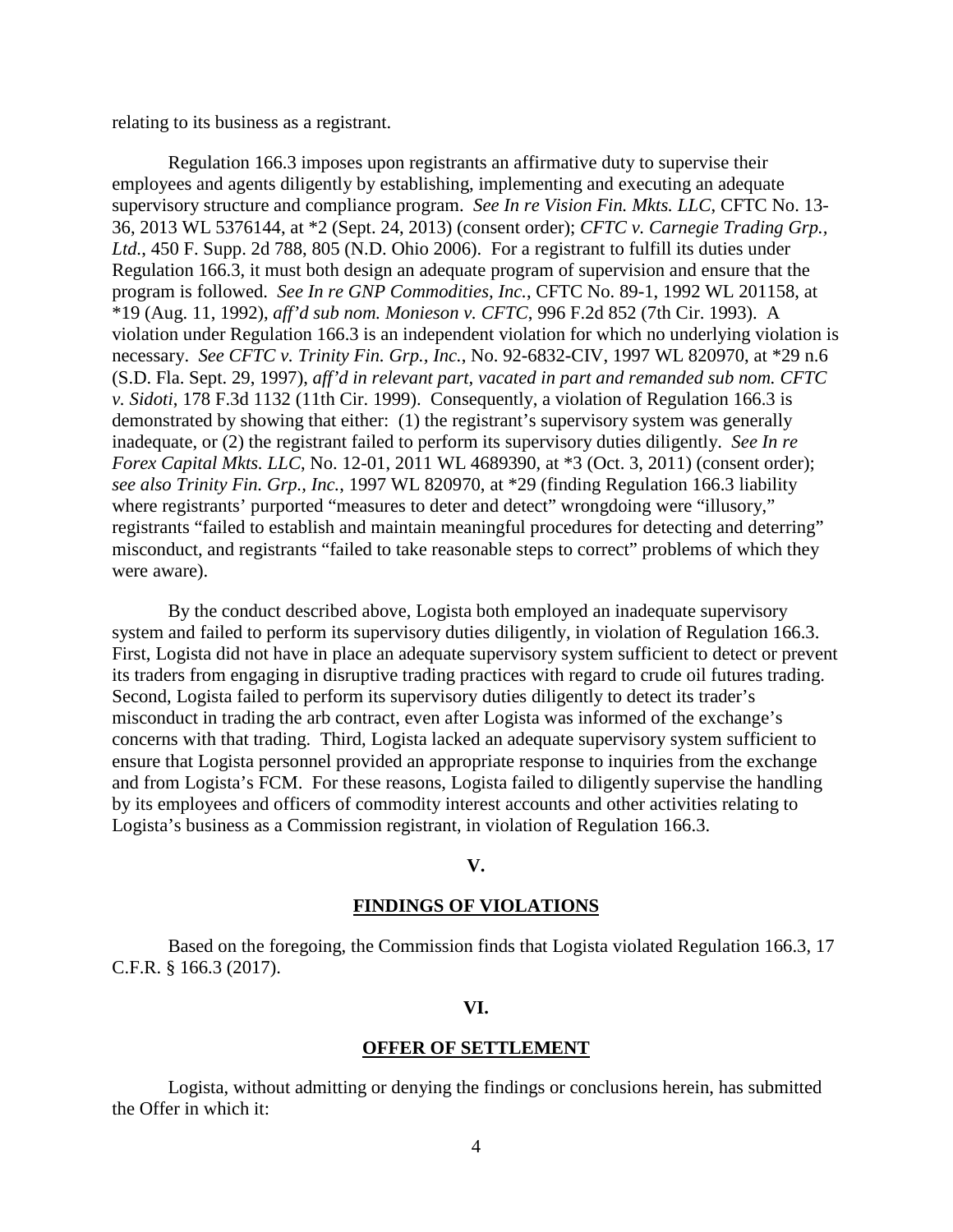relating to its business as a registrant.

Regulation 166.3 imposes upon registrants an affirmative duty to supervise their employees and agents diligently by establishing, implementing and executing an adequate supervisory structure and compliance program. *See In re Vision Fin. Mkts. LLC*, CFTC No. 13-36, 2013 WL 5376144, at *2 (Sept. 24, 2013) (consent order); *CFTC v. Carnegie Trading Grp., Ltd.*, 450 F. Supp. 2d 788, 805 (N.D. Ohio 2006). For a registrant to fulfill its duties under Regulation 166.3, it must both design an adequate program of supervision and ensure that the program is followed. *See In re GNP Commodities, Inc.*, CFTC No. 89-1, 1992 WL 201158, at *19 (Aug. 11, 1992), *aff'd sub nom. Monieson v. CFTC*, 996 F.2d 852 (7th Cir. 1993). A violation under Regulation 166.3 is an independent violation for which no underlying violation is necessary. *See CFTC v. Trinity Fin. Grp., Inc.*, No. 92-6832-CIV, 1997 WL 820970, at *29 n.6 (S.D. Fla. Sept. 29, 1997), *aff'd in relevant part, vacated in part and remanded sub nom. CFTC v. Sidoti*, 178 F.3d 1132 (11th Cir. 1999). Consequently, a violation of Regulation 166.3 is demonstrated by showing that either: (1) the registrant's supervisory system was generally inadequate, or (2) the registrant failed to perform its supervisory duties diligently. *See In re Forex Capital Mkts. LLC*, No. 12-01, 2011 WL 4689390, at *3 (Oct. 3, 2011) (consent order); *see also Trinity Fin. Grp., Inc.*, 1997 WL 820970, at *29 (finding Regulation 166.3 liability where registrants' purported "measures to deter and detect" wrongdoing were "illusory," registrants "failed to establish and maintain meaningful procedures for detecting and deterring" misconduct, and registrants "failed to take reasonable steps to correct" problems of which they were aware).

By the conduct described above, Logista both employed an inadequate supervisory system and failed to perform its supervisory duties diligently, in violation of Regulation 166.3. First, Logista did not have in place an adequate supervisory system sufficient to detect or prevent its traders from engaging in disruptive trading practices with regard to crude oil futures trading. Second, Logista failed to perform its supervisory duties diligently to detect its trader's misconduct in trading the arb contract, even after Logista was informed of the exchange's concerns with that trading. Third, Logista lacked an adequate supervisory system sufficient to ensure that Logista personnel provided an appropriate response to inquiries from the exchange and from Logista's FCM. For these reasons, Logista failed to diligently supervise the handling by its employees and officers of commodity interest accounts and other activities relating to Logista's business as a Commission registrant, in violation of Regulation 166.3.

## V.

## FINDINGS OF VIOLATIONS

Based on the foregoing, the Commission finds that Logista violated Regulation 166.3, 17 C.F.R. § 166.3 (2017).

## VI.

## OFFER OF SETTLEMENT

Logista, without admitting or denying the findings or conclusions herein, has submitted the Offer in which it: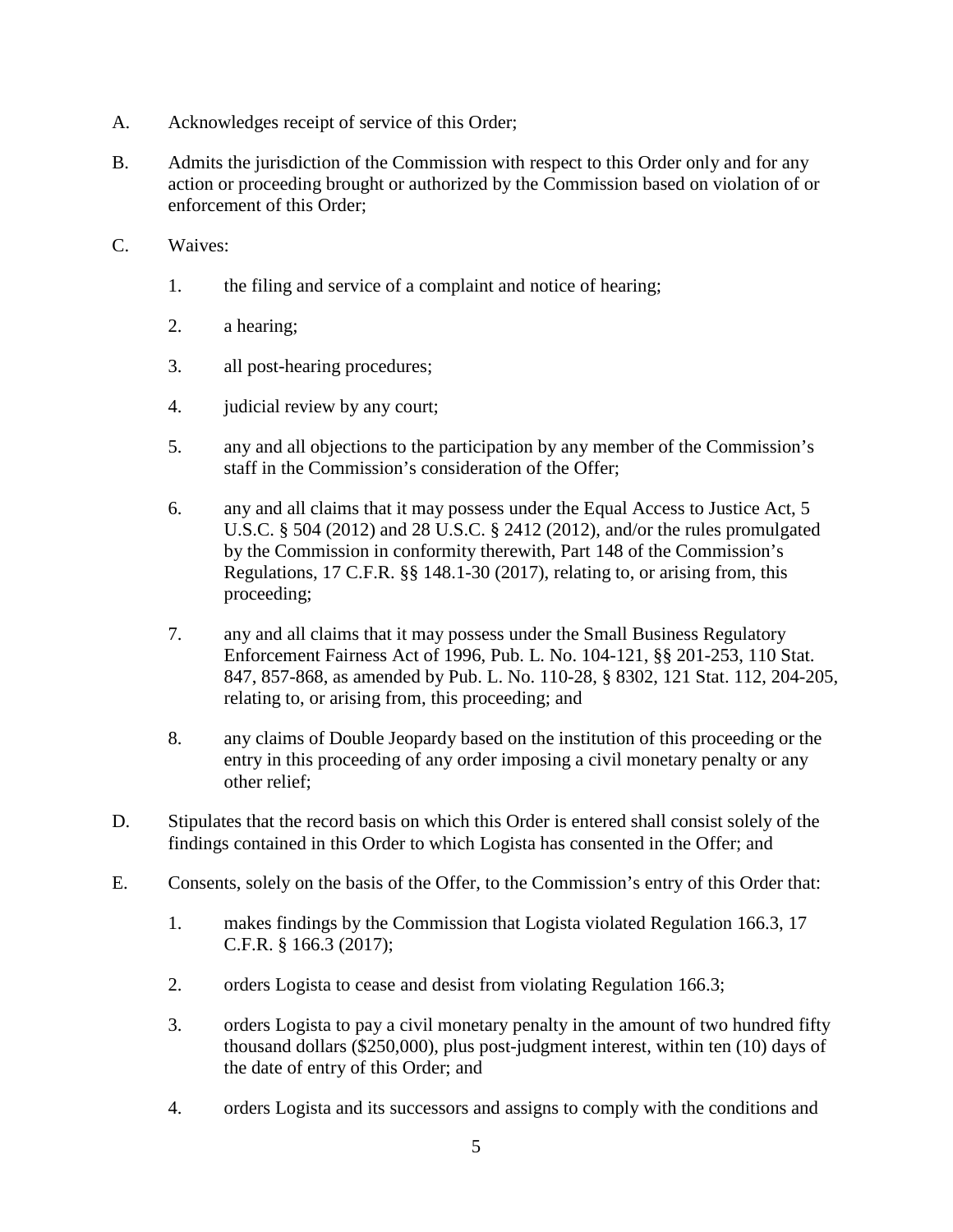A. Acknowledges receipt of service of this Order;

B. Admits the jurisdiction of the Commission with respect to this Order only and for any action or proceeding brought or authorized by the Commission based on violation of or enforcement of this Order;

C. Waives:

   1. the filing and service of a complaint and notice of hearing;

   2. a hearing;

   3. all post-hearing procedures;

   4. judicial review by any court;

   5. any and all objections to the participation by any member of the Commission's staff in the Commission's consideration of the Offer;

   6. any and all claims that it may possess under the Equal Access to Justice Act, 5 U.S.C. § 504 (2012) and 28 U.S.C. § 2412 (2012), and/or the rules promulgated by the Commission in conformity therewith, Part 148 of the Commission's Regulations, 17 C.F.R. §§ 148.1-30 (2017), relating to, or arising from, this proceeding;

   7. any and all claims that it may possess under the Small Business Regulatory Enforcement Fairness Act of 1996, Pub. L. No. 104-121, §§ 201-253, 110 Stat. 847, 857-868, as amended by Pub. L. No. 110-28, § 8302, 121 Stat. 112, 204-205, relating to, or arising from, this proceeding; and

   8. any claims of Double Jeopardy based on the institution of this proceeding or the entry in this proceeding of any order imposing a civil monetary penalty or any other relief;

D. Stipulates that the record basis on which this Order is entered shall consist solely of the findings contained in this Order to which Logista has consented in the Offer; and

E. Consents, solely on the basis of the Offer, to the Commission's entry of this Order that:

   1. makes findings by the Commission that Logista violated Regulation 166.3, 17 C.F.R. § 166.3 (2017);

   2. orders Logista to cease and desist from violating Regulation 166.3;

   3. orders Logista to pay a civil monetary penalty in the amount of two hundred fifty thousand dollars ($250,000), plus post-judgment interest, within ten (10) days of the date of entry of this Order; and

   4. orders Logista and its successors and assigns to comply with the conditions and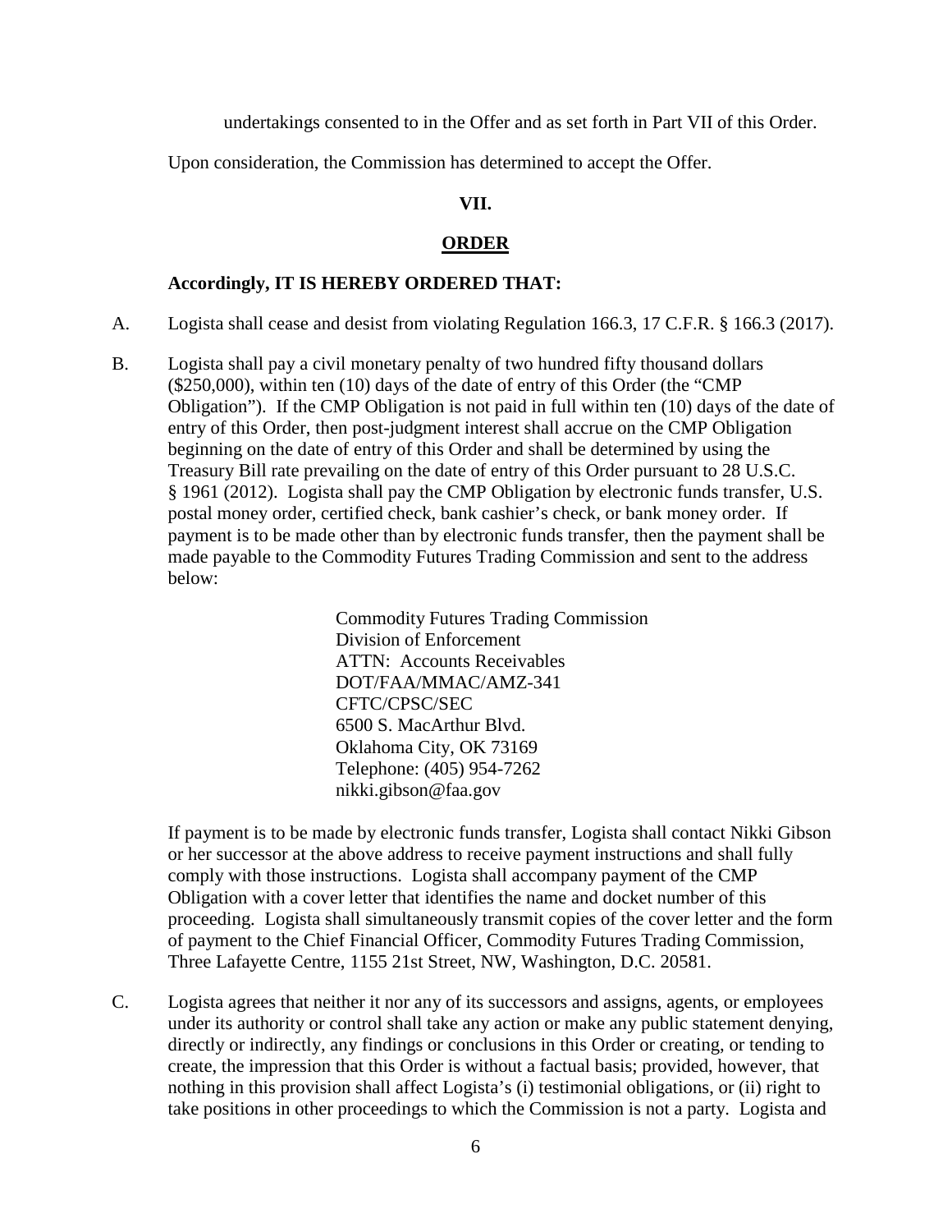undertakings consented to in the Offer and as set forth in Part VII of this Order.

Upon consideration, the Commission has determined to accept the Offer.

## VII.

## ORDER

**Accordingly, IT IS HEREBY ORDERED THAT:**

A. Logista shall cease and desist from violating Regulation 166.3, 17 C.F.R. § 166.3 (2017).

B. Logista shall pay a civil monetary penalty of two hundred fifty thousand dollars ($250,000), within ten (10) days of the date of entry of this Order (the "CMP Obligation"). If the CMP Obligation is not paid in full within ten (10) days of the date of entry of this Order, then post-judgment interest shall accrue on the CMP Obligation beginning on the date of entry of this Order and shall be determined by using the Treasury Bill rate prevailing on the date of entry of this Order pursuant to 28 U.S.C. § 1961 (2012). Logista shall pay the CMP Obligation by electronic funds transfer, U.S. postal money order, certified check, bank cashier's check, or bank money order. If payment is to be made other than by electronic funds transfer, then the payment shall be made payable to the Commodity Futures Trading Commission and sent to the address below:

   Commodity Futures Trading Commission
   Division of Enforcement
   ATTN: Accounts Receivables
   DOT/FAA/MMAC/AMZ-341
   CFTC/CPSC/SEC
   6500 S. MacArthur Blvd.
   Oklahoma City, OK 73169
   Telephone: (405) 954-7262
   nikki.gibson@faa.gov

   If payment is to be made by electronic funds transfer, Logista shall contact Nikki Gibson or her successor at the above address to receive payment instructions and shall fully comply with those instructions. Logista shall accompany payment of the CMP Obligation with a cover letter that identifies the name and docket number of this proceeding. Logista shall simultaneously transmit copies of the cover letter and the form of payment to the Chief Financial Officer, Commodity Futures Trading Commission, Three Lafayette Centre, 1155 21st Street, NW, Washington, D.C. 20581.

C. Logista agrees that neither it nor any of its successors and assigns, agents, or employees under its authority or control shall take any action or make any public statement denying, directly or indirectly, any findings or conclusions in this Order or creating, or tending to create, the impression that this Order is without a factual basis; provided, however, that nothing in this provision shall affect Logista's (i) testimonial obligations, or (ii) right to take positions in other proceedings to which the Commission is not a party. Logista and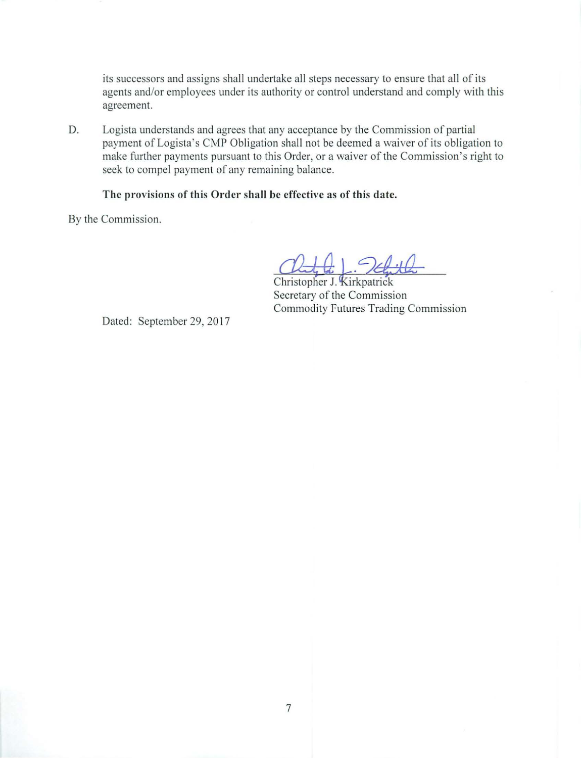its successors and assigns shall undertake all steps necessary to ensure that all of its agents and/or employees under its authority or control understand and comply with this agreement.

D. Logista understands and agrees that any acceptance by the Commission of partial payment of Logista's CMP Obligation shall not be deemed a waiver of its obligation to make further payments pursuant to this Order, or a waiver of the Commission's right to seek to compel payment of any remaining balance.

**The provisions of this Order shall be effective as of this date.**

By the Commission.

Christopher J. Kirkpatrick
Secretary of the Commission
Commodity Futures Trading Commission

Dated: September 29, 2017